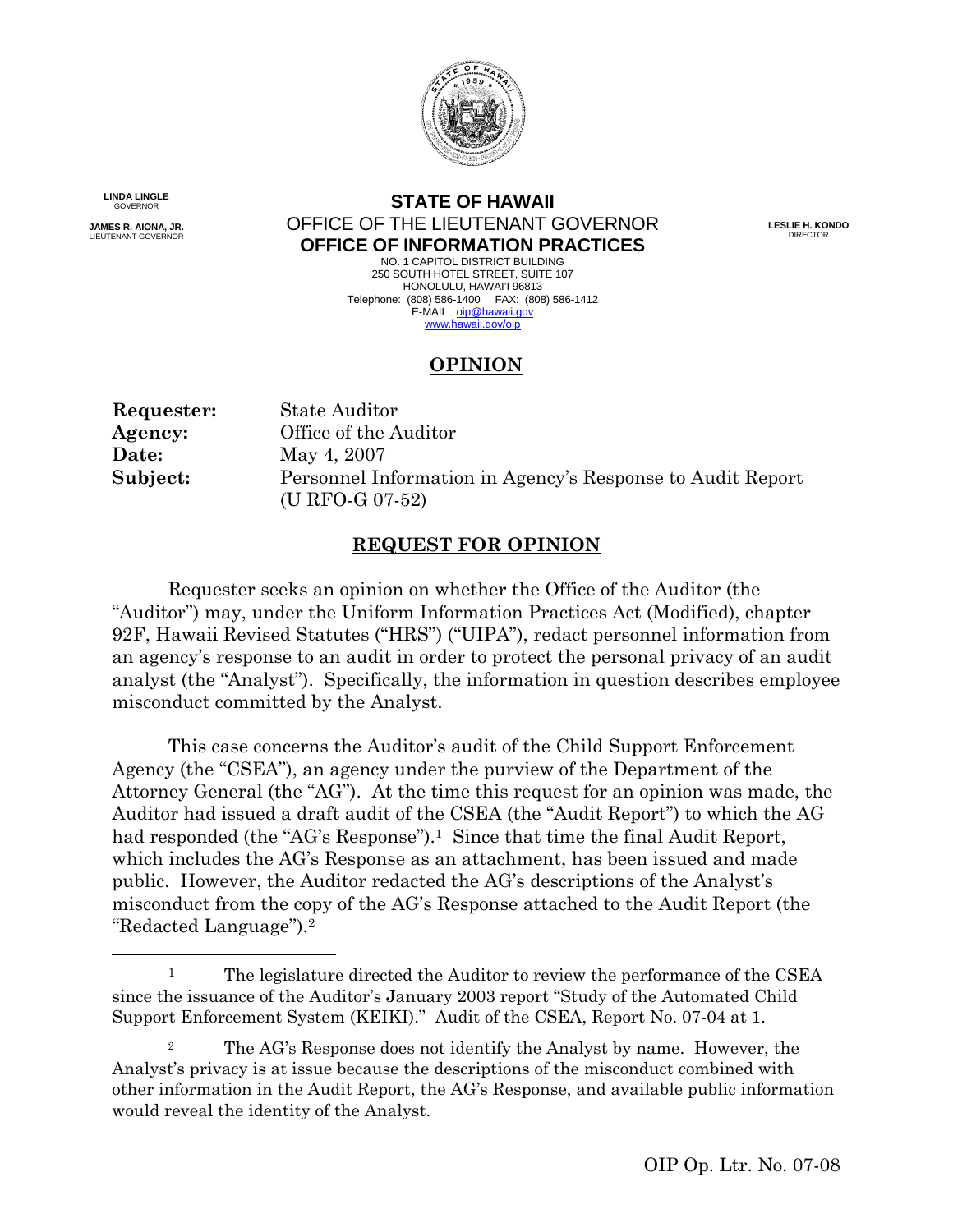LINDA LINGLE
GOVERNOR

JAMES R. AIONA, JR.
LIEUTENANT GOVERNOR

**STATE OF HAWAII**
OFFICE OF THE LIEUTENANT GOVERNOR
**OFFICE OF INFORMATION PRACTICES**
NO. 1 CAPITOL DISTRICT BUILDING
250 SOUTH HOTEL STREET, SUITE 107
HONOLULU, HAWAI'I 96813
Telephone: (808) 586-1400 FAX: (808) 586-1412
E-MAIL: oip@hawaii.gov
www.hawaii.gov/oip

LESLIE H. KONDO
DIRECTOR

# OPINION

**Requester:** State Auditor
**Agency:** Office of the Auditor
**Date:** May 4, 2007
**Subject:** Personnel Information in Agency's Response to Audit Report (U RFO-G 07-52)

## REQUEST FOR OPINION

Requester seeks an opinion on whether the Office of the Auditor (the "Auditor") may, under the Uniform Information Practices Act (Modified), chapter 92F, Hawaii Revised Statutes ("HRS") ("UIPA"), redact personnel information from an agency's response to an audit in order to protect the personal privacy of an audit analyst (the "Analyst"). Specifically, the information in question describes employee misconduct committed by the Analyst.

This case concerns the Auditor's audit of the Child Support Enforcement Agency (the "CSEA"), an agency under the purview of the Department of the Attorney General (the "AG"). At the time this request for an opinion was made, the Auditor had issued a draft audit of the CSEA (the "Audit Report") to which the AG had responded (the "AG's Response").[1] Since that time the final Audit Report, which includes the AG's Response as an attachment, has been issued and made public. However, the Auditor redacted the AG's descriptions of the Analyst's misconduct from the copy of the AG's Response attached to the Audit Report (the "Redacted Language").[2]

---

[1] The legislature directed the Auditor to review the performance of the CSEA since the issuance of the Auditor's January 2003 report "Study of the Automated Child Support Enforcement System (KEIKI)." Audit of the CSEA, Report No. 07-04 at 1.

[2] The AG's Response does not identify the Analyst by name. However, the Analyst's privacy is at issue because the descriptions of the misconduct combined with other information in the Audit Report, the AG's Response, and available public information would reveal the identity of the Analyst.

OIP Op. Ltr. No. 07-08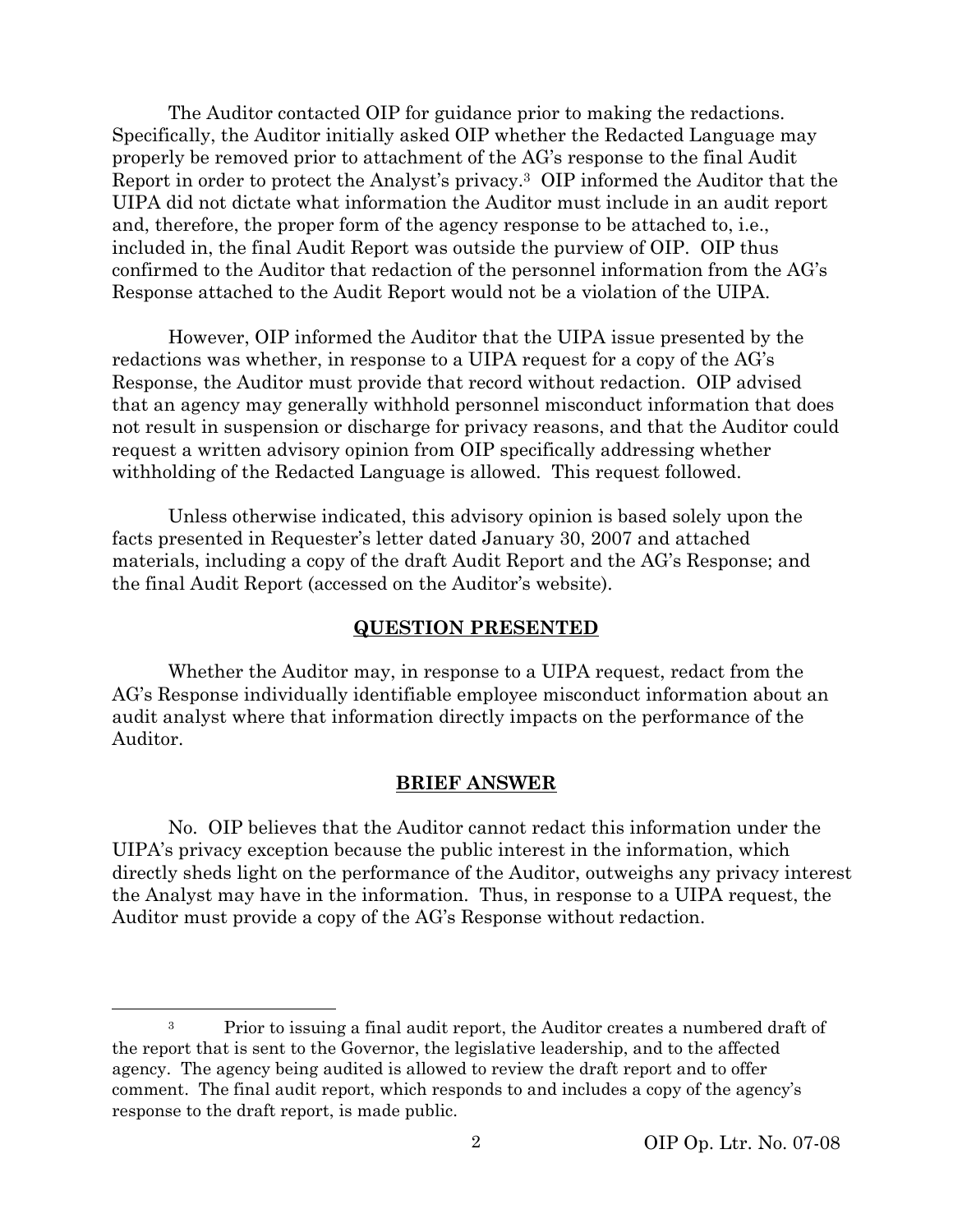The Auditor contacted OIP for guidance prior to making the redactions. Specifically, the Auditor initially asked OIP whether the Redacted Language may properly be removed prior to attachment of the AG's response to the final Audit Report in order to protect the Analyst's privacy.[3] OIP informed the Auditor that the UIPA did not dictate what information the Auditor must include in an audit report and, therefore, the proper form of the agency response to be attached to, i.e., included in, the final Audit Report was outside the purview of OIP. OIP thus confirmed to the Auditor that redaction of the personnel information from the AG's Response attached to the Audit Report would not be a violation of the UIPA.

However, OIP informed the Auditor that the UIPA issue presented by the redactions was whether, in response to a UIPA request for a copy of the AG's Response, the Auditor must provide that record without redaction. OIP advised that an agency may generally withhold personnel misconduct information that does not result in suspension or discharge for privacy reasons, and that the Auditor could request a written advisory opinion from OIP specifically addressing whether withholding of the Redacted Language is allowed. This request followed.

Unless otherwise indicated, this advisory opinion is based solely upon the facts presented in Requester's letter dated January 30, 2007 and attached materials, including a copy of the draft Audit Report and the AG's Response; and the final Audit Report (accessed on the Auditor's website).

## QUESTION PRESENTED

Whether the Auditor may, in response to a UIPA request, redact from the AG's Response individually identifiable employee misconduct information about an audit analyst where that information directly impacts on the performance of the Auditor.

## BRIEF ANSWER

No. OIP believes that the Auditor cannot redact this information under the UIPA's privacy exception because the public interest in the information, which directly sheds light on the performance of the Auditor, outweighs any privacy interest the Analyst may have in the information. Thus, in response to a UIPA request, the Auditor must provide a copy of the AG's Response without redaction.

---

[3] Prior to issuing a final audit report, the Auditor creates a numbered draft of the report that is sent to the Governor, the legislative leadership, and to the affected agency. The agency being audited is allowed to review the draft report and to offer comment. The final audit report, which responds to and includes a copy of the agency's response to the draft report, is made public.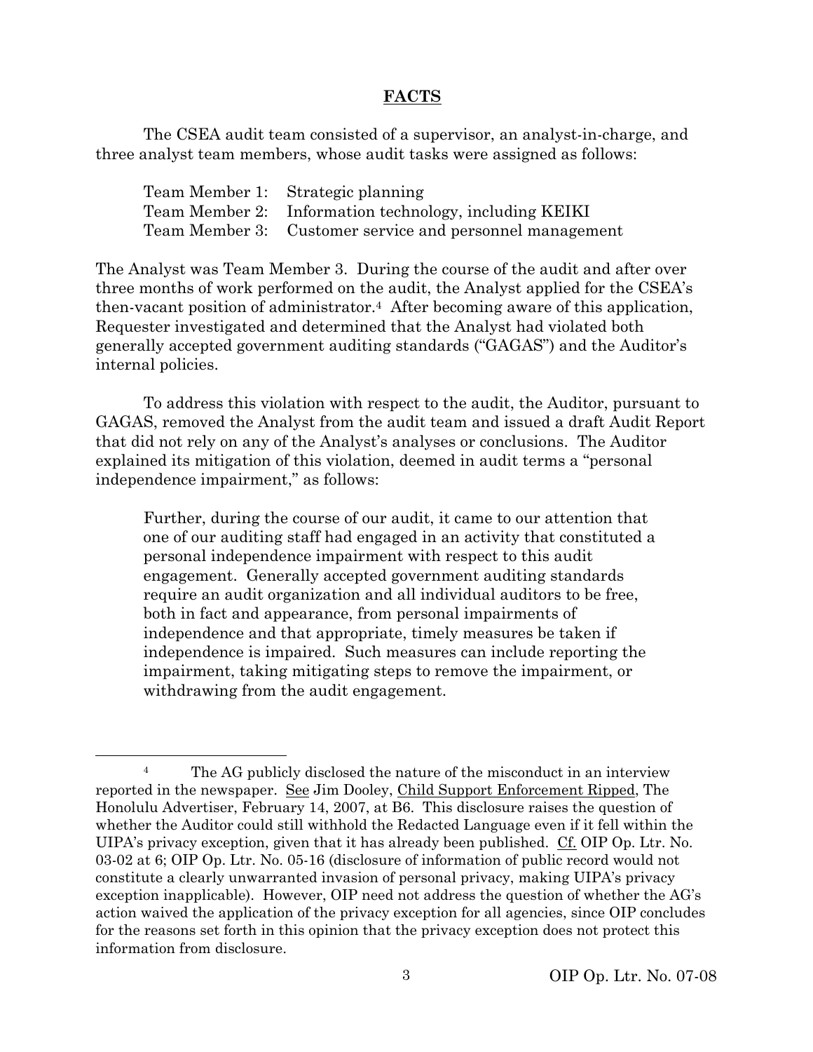## FACTS

The CSEA audit team consisted of a supervisor, an analyst-in-charge, and three analyst team members, whose audit tasks were assigned as follows:

Team Member 1: Strategic planning
Team Member 2: Information technology, including KEIKI
Team Member 3: Customer service and personnel management

The Analyst was Team Member 3. During the course of the audit and after over three months of work performed on the audit, the Analyst applied for the CSEA's then-vacant position of administrator.[4] After becoming aware of this application, Requester investigated and determined that the Analyst had violated both generally accepted government auditing standards ("GAGAS") and the Auditor's internal policies.

To address this violation with respect to the audit, the Auditor, pursuant to GAGAS, removed the Analyst from the audit team and issued a draft Audit Report that did not rely on any of the Analyst's analyses or conclusions. The Auditor explained its mitigation of this violation, deemed in audit terms a "personal independence impairment," as follows:

> Further, during the course of our audit, it came to our attention that one of our auditing staff had engaged in an activity that constituted a personal independence impairment with respect to this audit engagement. Generally accepted government auditing standards require an audit organization and all individual auditors to be free, both in fact and appearance, from personal impairments of independence and that appropriate, timely measures be taken if independence is impaired. Such measures can include reporting the impairment, taking mitigating steps to remove the impairment, or withdrawing from the audit engagement.

---

[4] The AG publicly disclosed the nature of the misconduct in an interview reported in the newspaper. See Jim Dooley, Child Support Enforcement Ripped, The Honolulu Advertiser, February 14, 2007, at B6. This disclosure raises the question of whether the Auditor could still withhold the Redacted Language even if it fell within the UIPA's privacy exception, given that it has already been published. Cf. OIP Op. Ltr. No. 03-02 at 6; OIP Op. Ltr. No. 05-16 (disclosure of information of public record would not constitute a clearly unwarranted invasion of personal privacy, making UIPA's privacy exception inapplicable). However, OIP need not address the question of whether the AG's action waived the application of the privacy exception for all agencies, since OIP concludes for the reasons set forth in this opinion that the privacy exception does not protect this information from disclosure.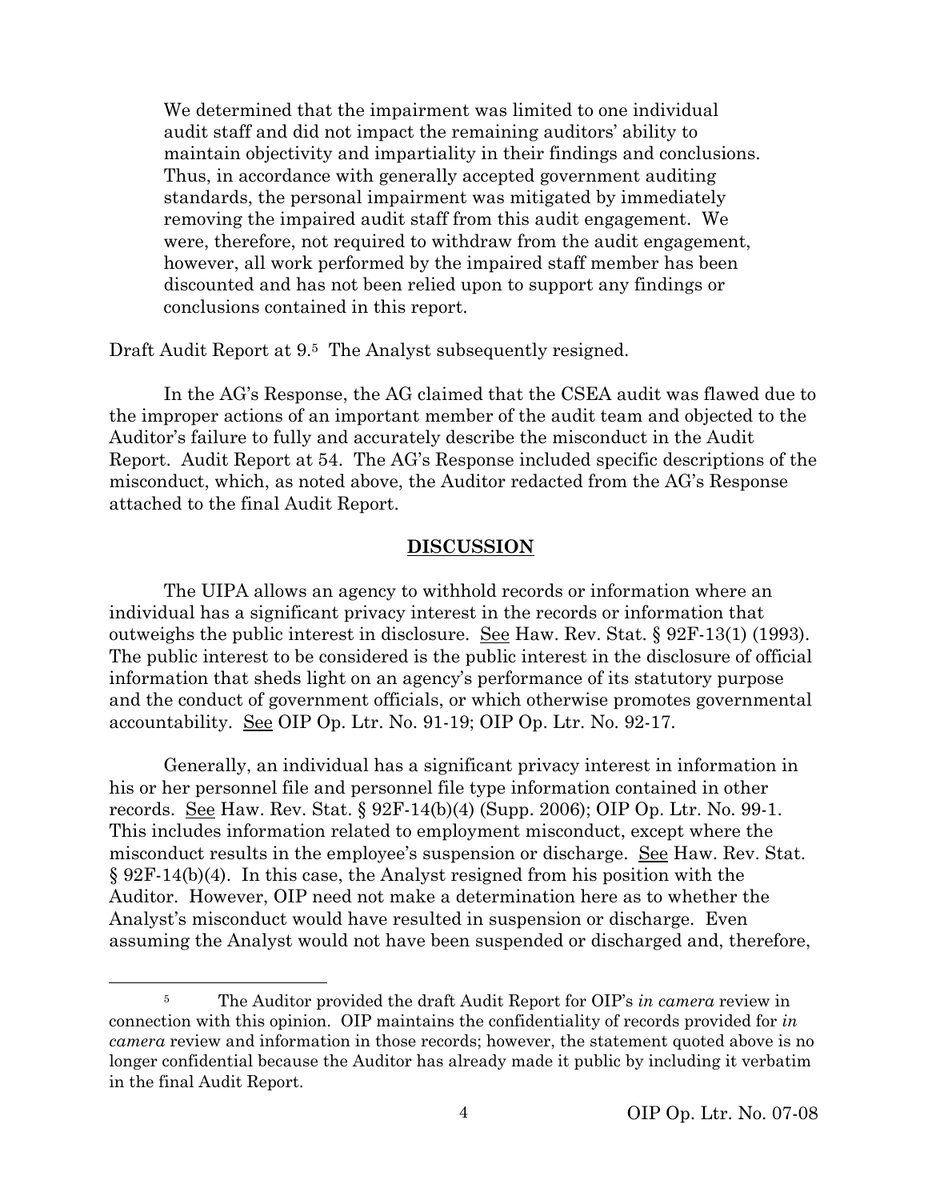> We determined that the impairment was limited to one individual audit staff and did not impact the remaining auditors' ability to maintain objectivity and impartiality in their findings and conclusions. Thus, in accordance with generally accepted government auditing standards, the personal impairment was mitigated by immediately removing the impaired audit staff from this audit engagement. We were, therefore, not required to withdraw from the audit engagement, however, all work performed by the impaired staff member has been discounted and has not been relied upon to support any findings or conclusions contained in this report.

Draft Audit Report at 9.[5] The Analyst subsequently resigned.

In the AG's Response, the AG claimed that the CSEA audit was flawed due to the improper actions of an important member of the audit team and objected to the Auditor's failure to fully and accurately describe the misconduct in the Audit Report. Audit Report at 54. The AG's Response included specific descriptions of the misconduct, which, as noted above, the Auditor redacted from the AG's Response attached to the final Audit Report.

## DISCUSSION

The UIPA allows an agency to withhold records or information where an individual has a significant privacy interest in the records or information that outweighs the public interest in disclosure. See Haw. Rev. Stat. § 92F-13(1) (1993). The public interest to be considered is the public interest in the disclosure of official information that sheds light on an agency's performance of its statutory purpose and the conduct of government officials, or which otherwise promotes governmental accountability. See OIP Op. Ltr. No. 91-19; OIP Op. Ltr. No. 92-17.

Generally, an individual has a significant privacy interest in information in his or her personnel file and personnel file type information contained in other records. See Haw. Rev. Stat. § 92F-14(b)(4) (Supp. 2006); OIP Op. Ltr. No. 99-1. This includes information related to employment misconduct, except where the misconduct results in the employee's suspension or discharge. See Haw. Rev. Stat. § 92F-14(b)(4). In this case, the Analyst resigned from his position with the Auditor. However, OIP need not make a determination here as to whether the Analyst's misconduct would have resulted in suspension or discharge. Even assuming the Analyst would not have been suspended or discharged and, therefore,

[5] The Auditor provided the draft Audit Report for OIP's *in camera* review in connection with this opinion. OIP maintains the confidentiality of records provided for *in camera* review and information in those records; however, the statement quoted above is no longer confidential because the Auditor has already made it public by including it verbatim in the final Audit Report.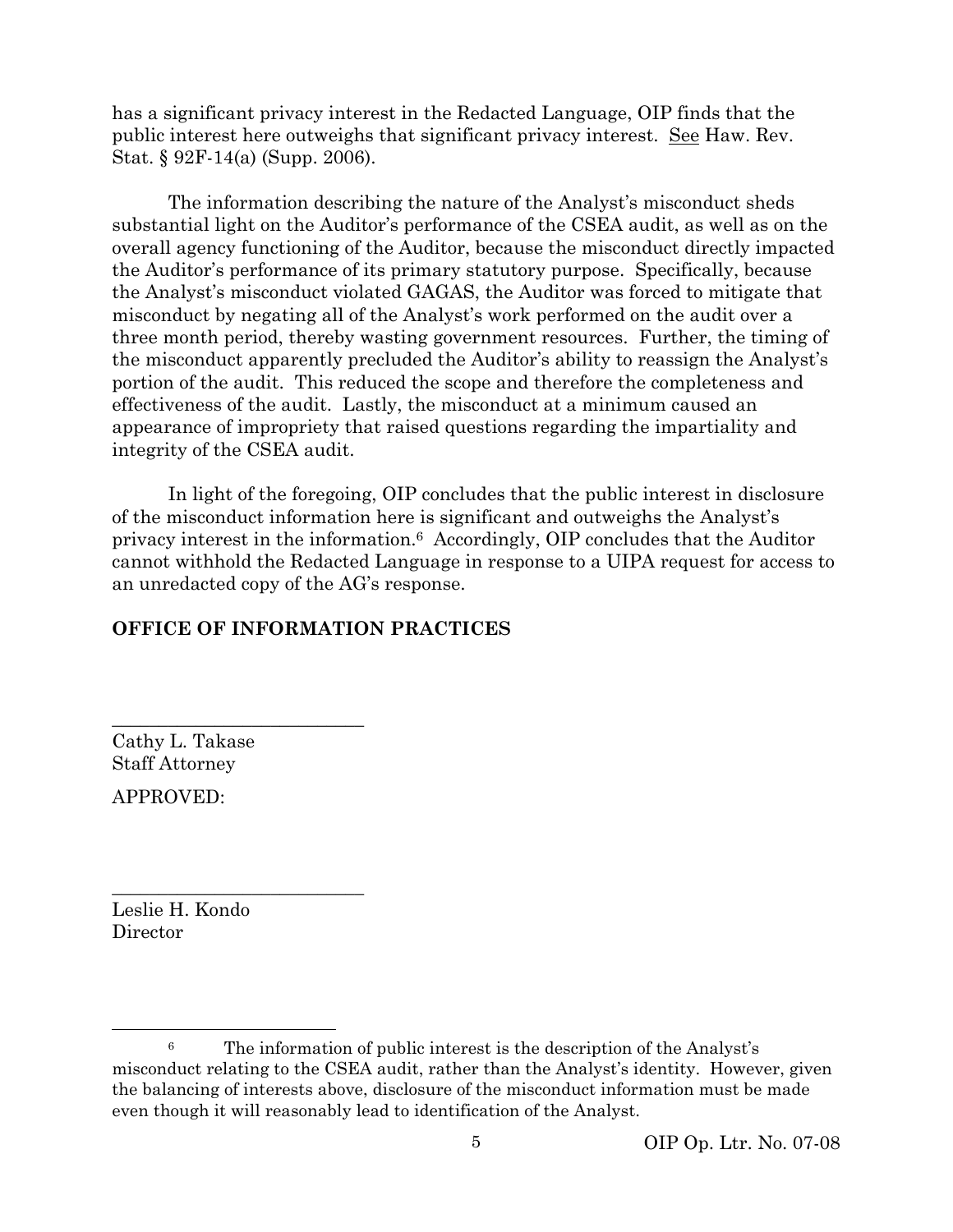has a significant privacy interest in the Redacted Language, OIP finds that the public interest here outweighs that significant privacy interest. See Haw. Rev. Stat. § 92F-14(a) (Supp. 2006).

The information describing the nature of the Analyst's misconduct sheds substantial light on the Auditor's performance of the CSEA audit, as well as on the overall agency functioning of the Auditor, because the misconduct directly impacted the Auditor's performance of its primary statutory purpose. Specifically, because the Analyst's misconduct violated GAGAS, the Auditor was forced to mitigate that misconduct by negating all of the Analyst's work performed on the audit over a three month period, thereby wasting government resources. Further, the timing of the misconduct apparently precluded the Auditor's ability to reassign the Analyst's portion of the audit. This reduced the scope and therefore the completeness and effectiveness of the audit. Lastly, the misconduct at a minimum caused an appearance of impropriety that raised questions regarding the impartiality and integrity of the CSEA audit.

In light of the foregoing, OIP concludes that the public interest in disclosure of the misconduct information here is significant and outweighs the Analyst's privacy interest in the information.[6] Accordingly, OIP concludes that the Auditor cannot withhold the Redacted Language in response to a UIPA request for access to an unredacted copy of the AG's response.

**OFFICE OF INFORMATION PRACTICES**

\_\_\_\_\_\_\_\_\_\_\_\_\_\_\_\_\_\_\_\_\_\_\_\_\_\_
Cathy L. Takase
Staff Attorney

APPROVED:

\_\_\_\_\_\_\_\_\_\_\_\_\_\_\_\_\_\_\_\_\_\_\_\_\_\_
Leslie H. Kondo
Director

---

[6] The information of public interest is the description of the Analyst's misconduct relating to the CSEA audit, rather than the Analyst's identity. However, given the balancing of interests above, disclosure of the misconduct information must be made even though it will reasonably lead to identification of the Analyst.